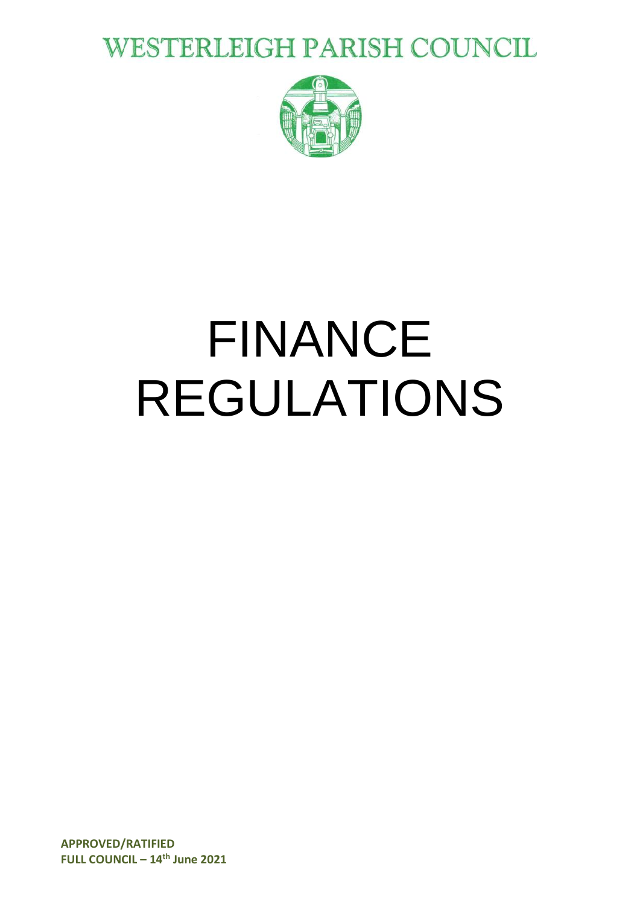# WESTERLEIGH PARISH COUNCIL

# FINANCE REGULATIONS

**APPROVED/RATIFIED**
**FULL COUNCIL – 14th June 2021**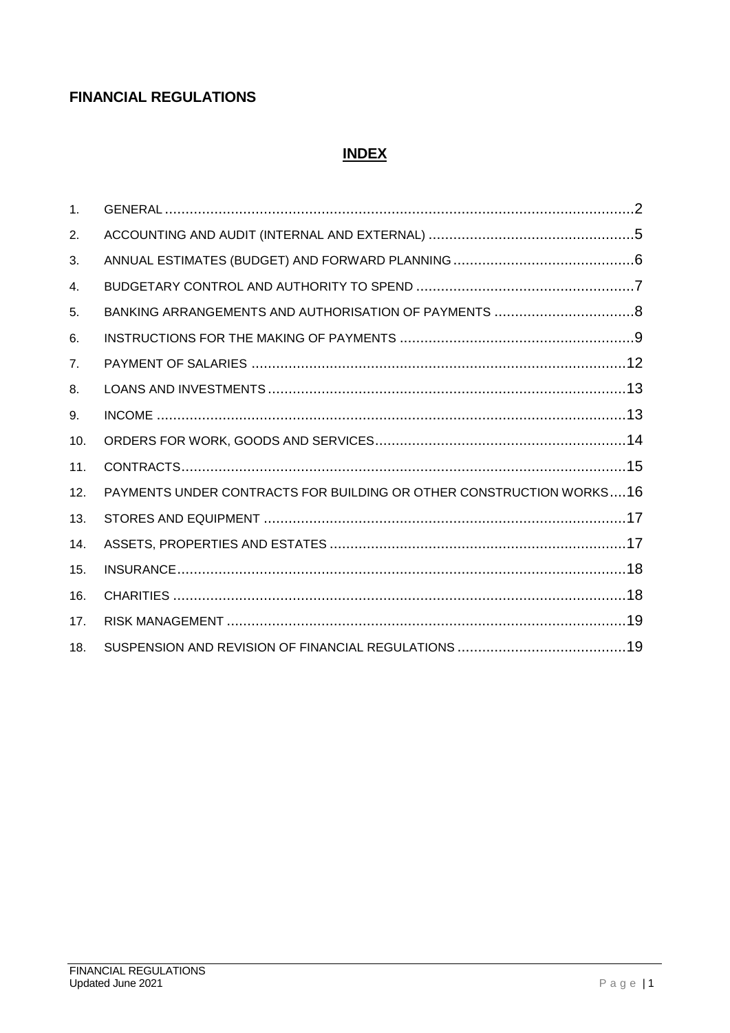# FINANCIAL REGULATIONS

## INDEX

| | | |
|---|---|---|
| 1. | GENERAL | 2 |
| 2. | ACCOUNTING AND AUDIT (INTERNAL AND EXTERNAL) | 5 |
| 3. | ANNUAL ESTIMATES (BUDGET) AND FORWARD PLANNING | 6 |
| 4. | BUDGETARY CONTROL AND AUTHORITY TO SPEND | 7 |
| 5. | BANKING ARRANGEMENTS AND AUTHORISATION OF PAYMENTS | 8 |
| 6. | INSTRUCTIONS FOR THE MAKING OF PAYMENTS | 9 |
| 7. | PAYMENT OF SALARIES | 12 |
| 8. | LOANS AND INVESTMENTS | 13 |
| 9. | INCOME | 13 |
| 10. | ORDERS FOR WORK, GOODS AND SERVICES | 14 |
| 11. | CONTRACTS | 15 |
| 12. | PAYMENTS UNDER CONTRACTS FOR BUILDING OR OTHER CONSTRUCTION WORKS | 16 |
| 13. | STORES AND EQUIPMENT | 17 |
| 14. | ASSETS, PROPERTIES AND ESTATES | 17 |
| 15. | INSURANCE | 18 |
| 16. | CHARITIES | 18 |
| 17. | RISK MANAGEMENT | 19 |
| 18. | SUSPENSION AND REVISION OF FINANCIAL REGULATIONS | 19 |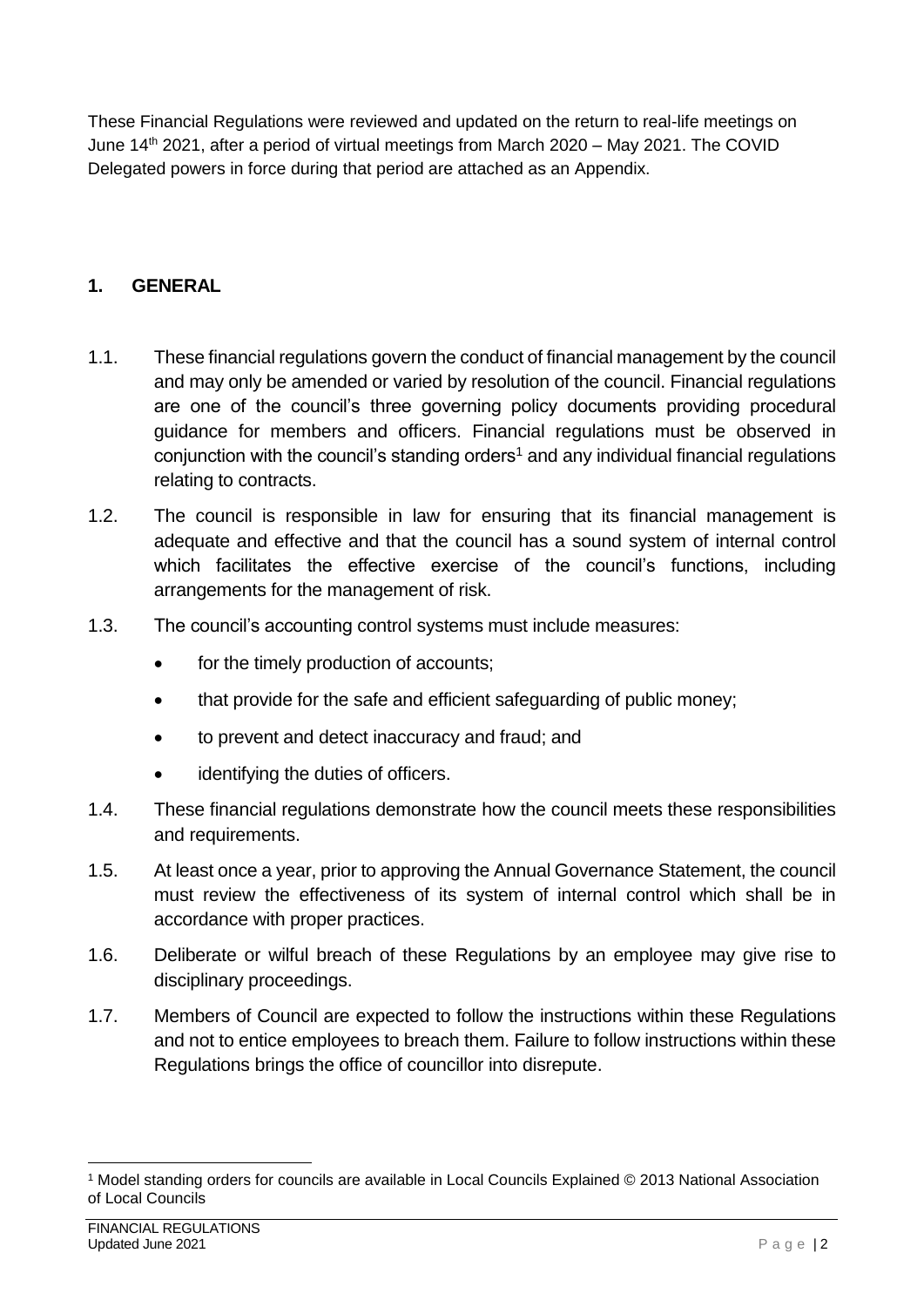These Financial Regulations were reviewed and updated on the return to real-life meetings on June 14th 2021, after a period of virtual meetings from March 2020 – May 2021. The COVID Delegated powers in force during that period are attached as an Appendix.

## 1. GENERAL

1.1. These financial regulations govern the conduct of financial management by the council and may only be amended or varied by resolution of the council. Financial regulations are one of the council's three governing policy documents providing procedural guidance for members and officers. Financial regulations must be observed in conjunction with the council's standing orders[1] and any individual financial regulations relating to contracts.

1.2. The council is responsible in law for ensuring that its financial management is adequate and effective and that the council has a sound system of internal control which facilitates the effective exercise of the council's functions, including arrangements for the management of risk.

1.3. The council's accounting control systems must include measures:

- for the timely production of accounts;
- that provide for the safe and efficient safeguarding of public money;
- to prevent and detect inaccuracy and fraud; and
- identifying the duties of officers.

1.4. These financial regulations demonstrate how the council meets these responsibilities and requirements.

1.5. At least once a year, prior to approving the Annual Governance Statement, the council must review the effectiveness of its system of internal control which shall be in accordance with proper practices.

1.6. Deliberate or wilful breach of these Regulations by an employee may give rise to disciplinary proceedings.

1.7. Members of Council are expected to follow the instructions within these Regulations and not to entice employees to breach them. Failure to follow instructions within these Regulations brings the office of councillor into disrepute.

[1] Model standing orders for councils are available in Local Councils Explained © 2013 National Association of Local Councils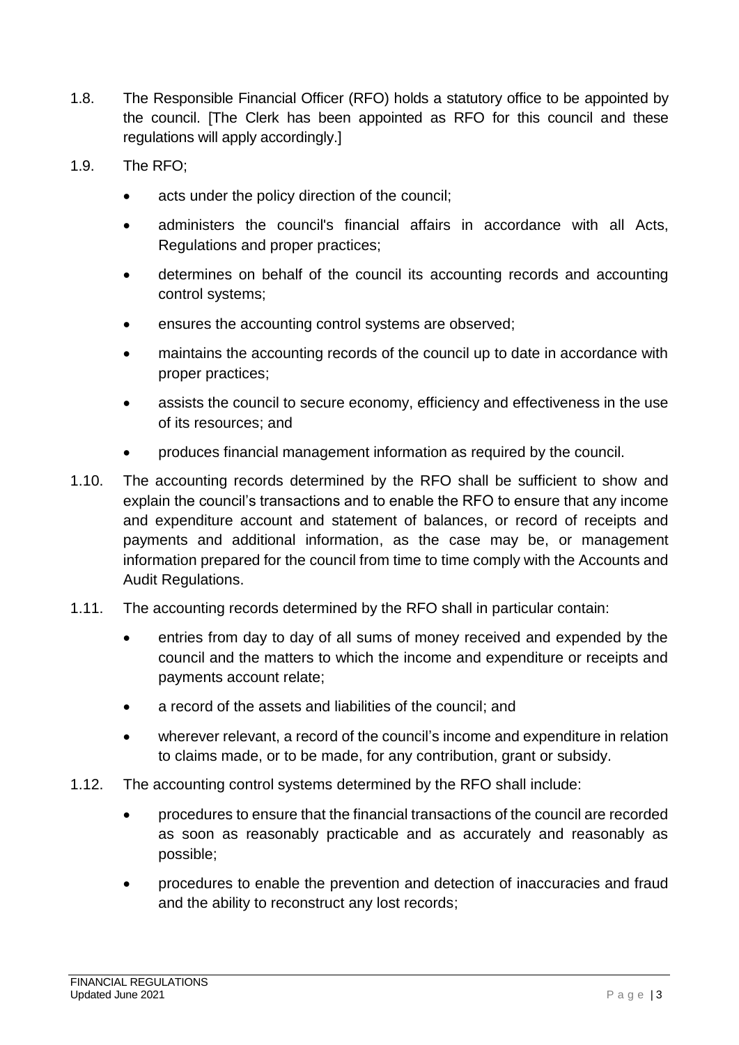1.8. The Responsible Financial Officer (RFO) holds a statutory office to be appointed by the council. [The Clerk has been appointed as RFO for this council and these regulations will apply accordingly.]

1.9. The RFO;

- acts under the policy direction of the council;
- administers the council's financial affairs in accordance with all Acts, Regulations and proper practices;
- determines on behalf of the council its accounting records and accounting control systems;
- ensures the accounting control systems are observed;
- maintains the accounting records of the council up to date in accordance with proper practices;
- assists the council to secure economy, efficiency and effectiveness in the use of its resources; and
- produces financial management information as required by the council.

1.10. The accounting records determined by the RFO shall be sufficient to show and explain the council's transactions and to enable the RFO to ensure that any income and expenditure account and statement of balances, or record of receipts and payments and additional information, as the case may be, or management information prepared for the council from time to time comply with the Accounts and Audit Regulations.

1.11. The accounting records determined by the RFO shall in particular contain:

- entries from day to day of all sums of money received and expended by the council and the matters to which the income and expenditure or receipts and payments account relate;
- a record of the assets and liabilities of the council; and
- wherever relevant, a record of the council's income and expenditure in relation to claims made, or to be made, for any contribution, grant or subsidy.

1.12. The accounting control systems determined by the RFO shall include:

- procedures to ensure that the financial transactions of the council are recorded as soon as reasonably practicable and as accurately and reasonably as possible;
- procedures to enable the prevention and detection of inaccuracies and fraud and the ability to reconstruct any lost records;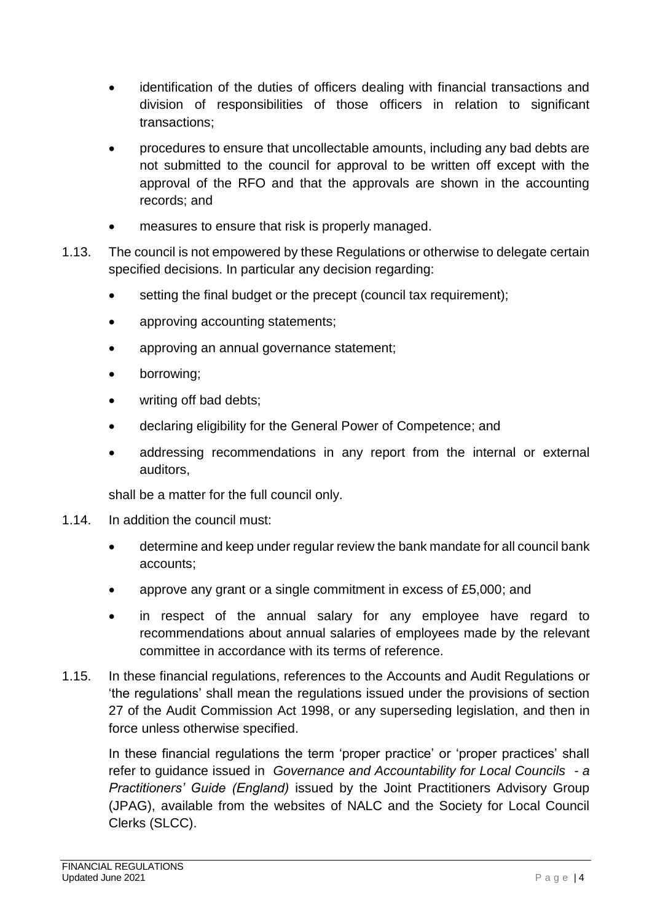- identification of the duties of officers dealing with financial transactions and division of responsibilities of those officers in relation to significant transactions;
- procedures to ensure that uncollectable amounts, including any bad debts are not submitted to the council for approval to be written off except with the approval of the RFO and that the approvals are shown in the accounting records; and
- measures to ensure that risk is properly managed.

1.13. The council is not empowered by these Regulations or otherwise to delegate certain specified decisions. In particular any decision regarding:

- setting the final budget or the precept (council tax requirement);
- approving accounting statements;
- approving an annual governance statement;
- borrowing;
- writing off bad debts;
- declaring eligibility for the General Power of Competence; and
- addressing recommendations in any report from the internal or external auditors,

shall be a matter for the full council only.

1.14. In addition the council must:

- determine and keep under regular review the bank mandate for all council bank accounts;
- approve any grant or a single commitment in excess of £5,000; and
- in respect of the annual salary for any employee have regard to recommendations about annual salaries of employees made by the relevant committee in accordance with its terms of reference.

1.15. In these financial regulations, references to the Accounts and Audit Regulations or 'the regulations' shall mean the regulations issued under the provisions of section 27 of the Audit Commission Act 1998, or any superseding legislation, and then in force unless otherwise specified.

In these financial regulations the term 'proper practice' or 'proper practices' shall refer to guidance issued in *Governance and Accountability for Local Councils - a Practitioners' Guide (England)* issued by the Joint Practitioners Advisory Group (JPAG), available from the websites of NALC and the Society for Local Council Clerks (SLCC).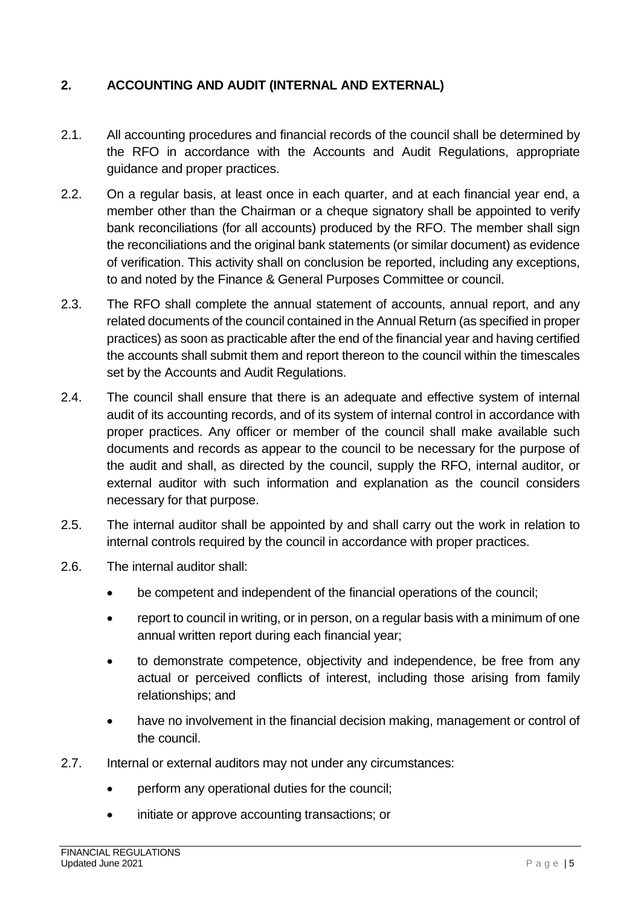## 2. ACCOUNTING AND AUDIT (INTERNAL AND EXTERNAL)

2.1. All accounting procedures and financial records of the council shall be determined by the RFO in accordance with the Accounts and Audit Regulations, appropriate guidance and proper practices.

2.2. On a regular basis, at least once in each quarter, and at each financial year end, a member other than the Chairman or a cheque signatory shall be appointed to verify bank reconciliations (for all accounts) produced by the RFO. The member shall sign the reconciliations and the original bank statements (or similar document) as evidence of verification. This activity shall on conclusion be reported, including any exceptions, to and noted by the Finance & General Purposes Committee or council.

2.3. The RFO shall complete the annual statement of accounts, annual report, and any related documents of the council contained in the Annual Return (as specified in proper practices) as soon as practicable after the end of the financial year and having certified the accounts shall submit them and report thereon to the council within the timescales set by the Accounts and Audit Regulations.

2.4. The council shall ensure that there is an adequate and effective system of internal audit of its accounting records, and of its system of internal control in accordance with proper practices. Any officer or member of the council shall make available such documents and records as appear to the council to be necessary for the purpose of the audit and shall, as directed by the council, supply the RFO, internal auditor, or external auditor with such information and explanation as the council considers necessary for that purpose.

2.5. The internal auditor shall be appointed by and shall carry out the work in relation to internal controls required by the council in accordance with proper practices.

2.6. The internal auditor shall:

- be competent and independent of the financial operations of the council;
- report to council in writing, or in person, on a regular basis with a minimum of one annual written report during each financial year;
- to demonstrate competence, objectivity and independence, be free from any actual or perceived conflicts of interest, including those arising from family relationships; and
- have no involvement in the financial decision making, management or control of the council.

2.7. Internal or external auditors may not under any circumstances:

- perform any operational duties for the council;
- initiate or approve accounting transactions; or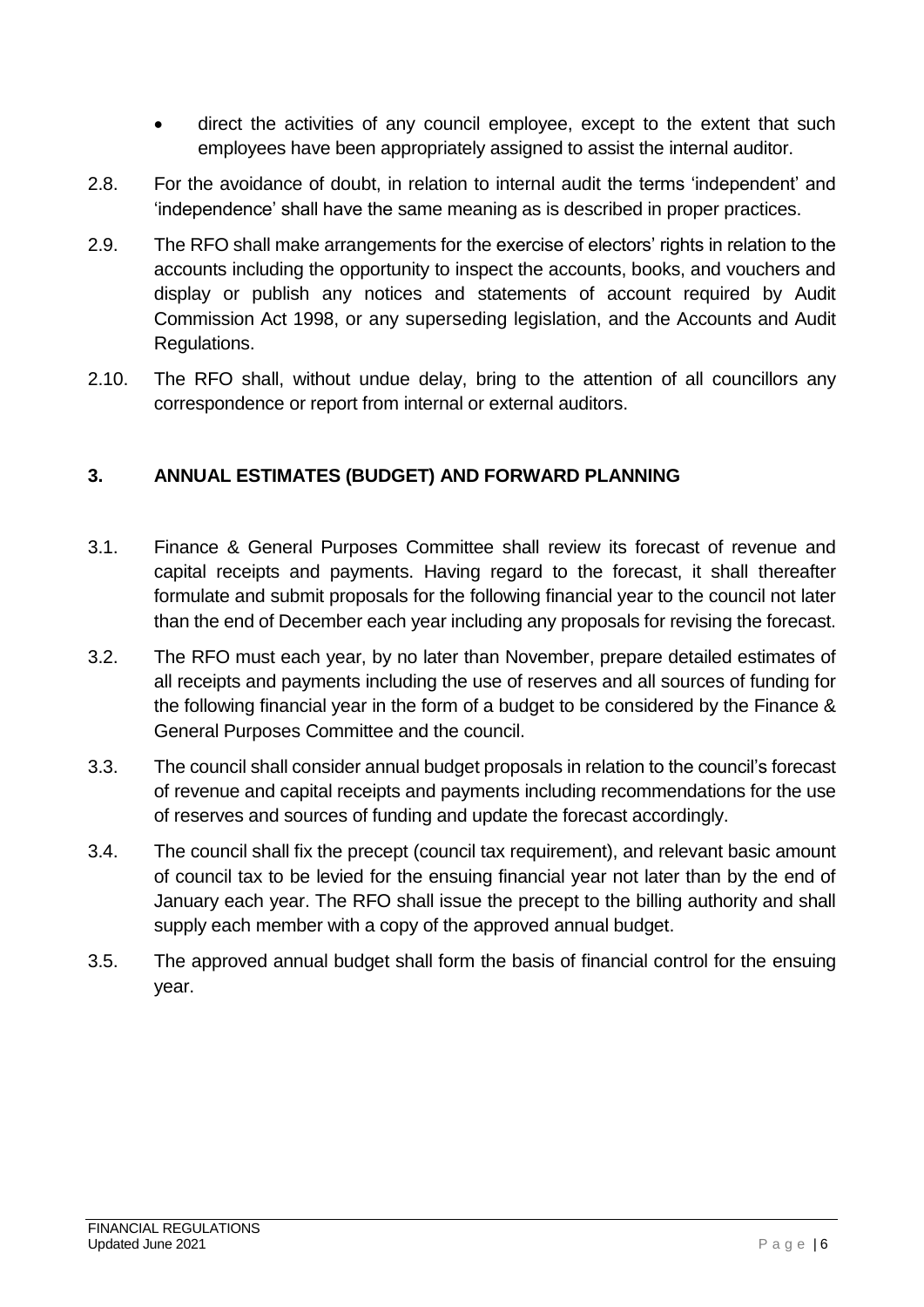- direct the activities of any council employee, except to the extent that such employees have been appropriately assigned to assist the internal auditor.

2.8. For the avoidance of doubt, in relation to internal audit the terms 'independent' and 'independence' shall have the same meaning as is described in proper practices.

2.9. The RFO shall make arrangements for the exercise of electors' rights in relation to the accounts including the opportunity to inspect the accounts, books, and vouchers and display or publish any notices and statements of account required by Audit Commission Act 1998, or any superseding legislation, and the Accounts and Audit Regulations.

2.10. The RFO shall, without undue delay, bring to the attention of all councillors any correspondence or report from internal or external auditors.

## 3. ANNUAL ESTIMATES (BUDGET) AND FORWARD PLANNING

3.1. Finance & General Purposes Committee shall review its forecast of revenue and capital receipts and payments. Having regard to the forecast, it shall thereafter formulate and submit proposals for the following financial year to the council not later than the end of December each year including any proposals for revising the forecast.

3.2. The RFO must each year, by no later than November, prepare detailed estimates of all receipts and payments including the use of reserves and all sources of funding for the following financial year in the form of a budget to be considered by the Finance & General Purposes Committee and the council.

3.3. The council shall consider annual budget proposals in relation to the council's forecast of revenue and capital receipts and payments including recommendations for the use of reserves and sources of funding and update the forecast accordingly.

3.4. The council shall fix the precept (council tax requirement), and relevant basic amount of council tax to be levied for the ensuing financial year not later than by the end of January each year. The RFO shall issue the precept to the billing authority and shall supply each member with a copy of the approved annual budget.

3.5. The approved annual budget shall form the basis of financial control for the ensuing year.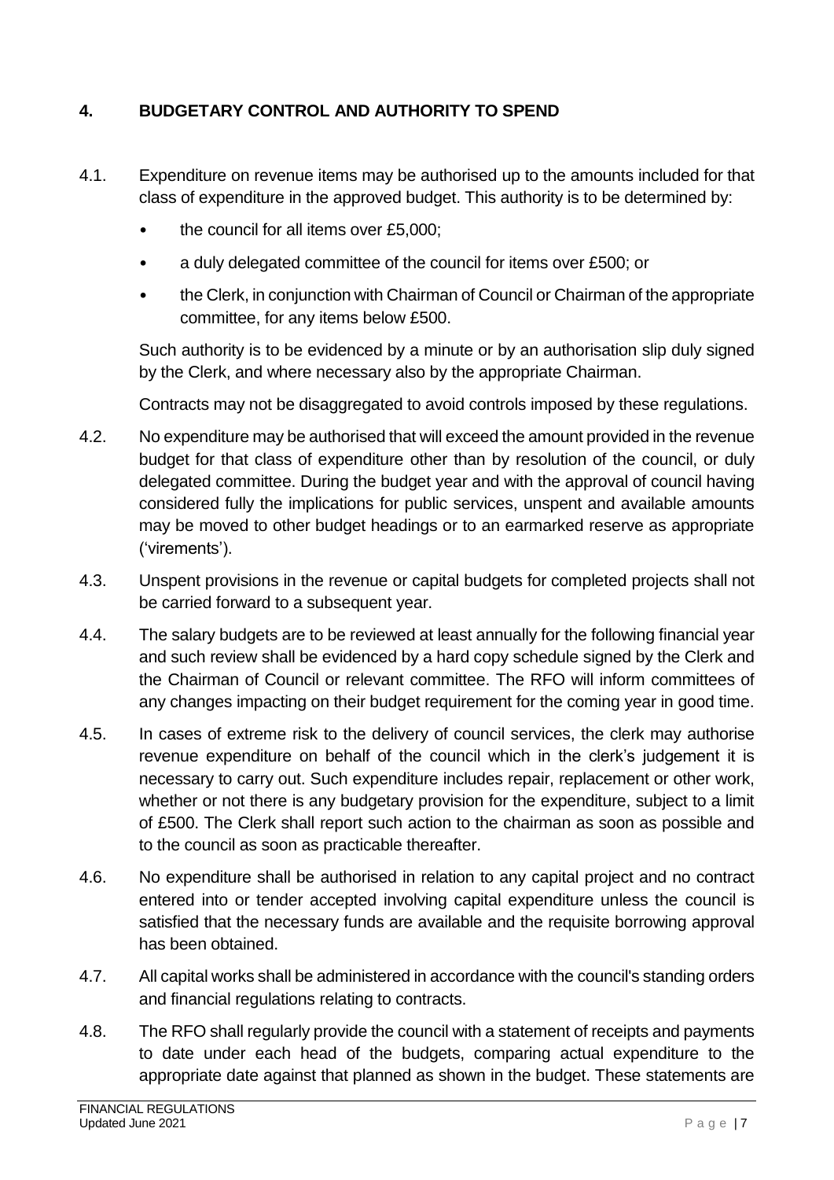## 4. BUDGETARY CONTROL AND AUTHORITY TO SPEND

4.1. Expenditure on revenue items may be authorised up to the amounts included for that class of expenditure in the approved budget. This authority is to be determined by:

- the council for all items over £5,000;
- a duly delegated committee of the council for items over £500; or
- the Clerk, in conjunction with Chairman of Council or Chairman of the appropriate committee, for any items below £500.

Such authority is to be evidenced by a minute or by an authorisation slip duly signed by the Clerk, and where necessary also by the appropriate Chairman.

Contracts may not be disaggregated to avoid controls imposed by these regulations.

4.2. No expenditure may be authorised that will exceed the amount provided in the revenue budget for that class of expenditure other than by resolution of the council, or duly delegated committee. During the budget year and with the approval of council having considered fully the implications for public services, unspent and available amounts may be moved to other budget headings or to an earmarked reserve as appropriate ('virements').

4.3. Unspent provisions in the revenue or capital budgets for completed projects shall not be carried forward to a subsequent year.

4.4. The salary budgets are to be reviewed at least annually for the following financial year and such review shall be evidenced by a hard copy schedule signed by the Clerk and the Chairman of Council or relevant committee. The RFO will inform committees of any changes impacting on their budget requirement for the coming year in good time.

4.5. In cases of extreme risk to the delivery of council services, the clerk may authorise revenue expenditure on behalf of the council which in the clerk's judgement it is necessary to carry out. Such expenditure includes repair, replacement or other work, whether or not there is any budgetary provision for the expenditure, subject to a limit of £500. The Clerk shall report such action to the chairman as soon as possible and to the council as soon as practicable thereafter.

4.6. No expenditure shall be authorised in relation to any capital project and no contract entered into or tender accepted involving capital expenditure unless the council is satisfied that the necessary funds are available and the requisite borrowing approval has been obtained.

4.7. All capital works shall be administered in accordance with the council's standing orders and financial regulations relating to contracts.

4.8. The RFO shall regularly provide the council with a statement of receipts and payments to date under each head of the budgets, comparing actual expenditure to the appropriate date against that planned as shown in the budget. These statements are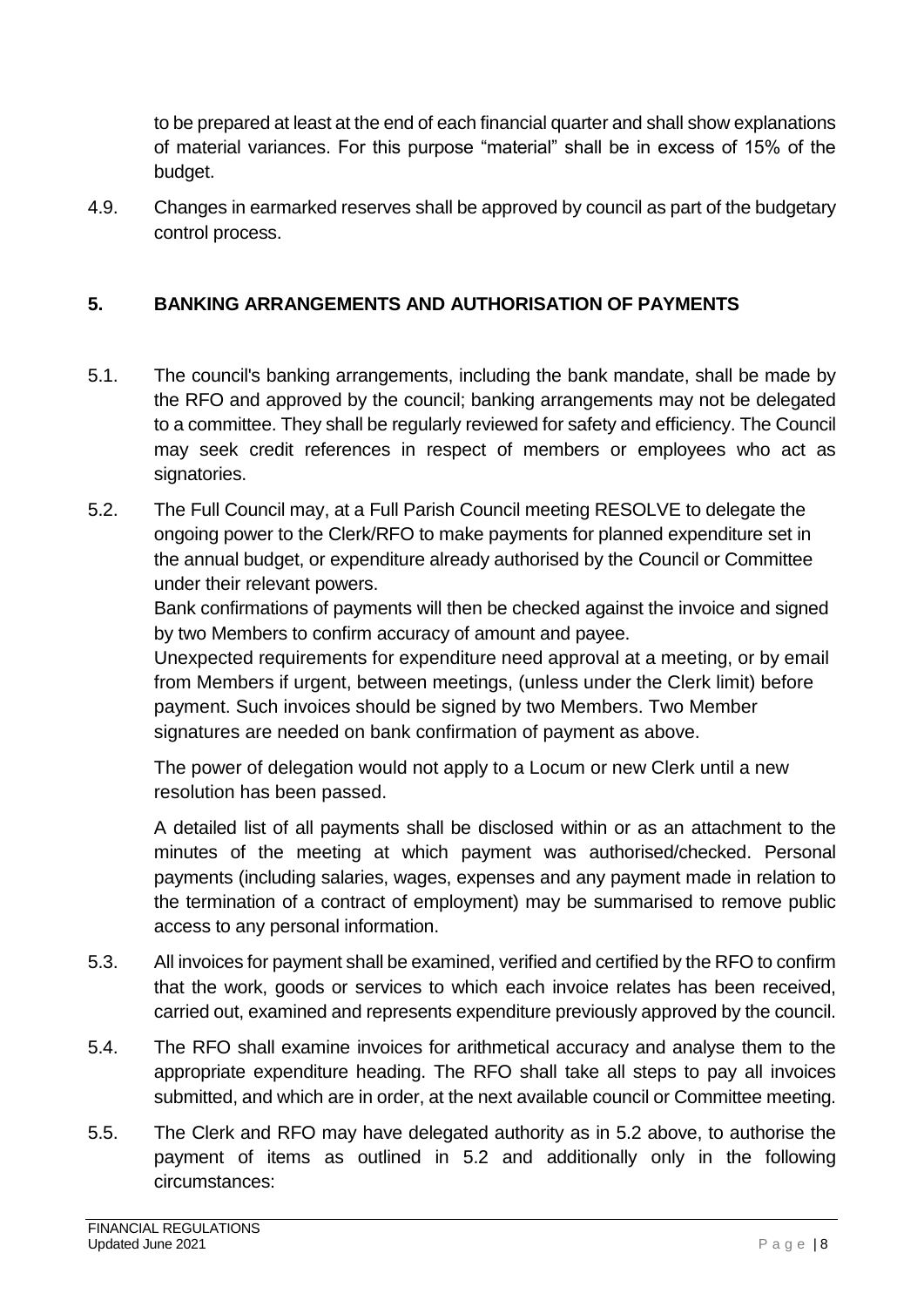to be prepared at least at the end of each financial quarter and shall show explanations of material variances. For this purpose "material" shall be in excess of 15% of the budget.

4.9. Changes in earmarked reserves shall be approved by council as part of the budgetary control process.

## 5. BANKING ARRANGEMENTS AND AUTHORISATION OF PAYMENTS

5.1. The council's banking arrangements, including the bank mandate, shall be made by the RFO and approved by the council; banking arrangements may not be delegated to a committee. They shall be regularly reviewed for safety and efficiency. The Council may seek credit references in respect of members or employees who act as signatories.

5.2. The Full Council may, at a Full Parish Council meeting RESOLVE to delegate the ongoing power to the Clerk/RFO to make payments for planned expenditure set in the annual budget, or expenditure already authorised by the Council or Committee under their relevant powers.

Bank confirmations of payments will then be checked against the invoice and signed by two Members to confirm accuracy of amount and payee.

Unexpected requirements for expenditure need approval at a meeting, or by email from Members if urgent, between meetings, (unless under the Clerk limit) before payment. Such invoices should be signed by two Members. Two Member signatures are needed on bank confirmation of payment as above.

The power of delegation would not apply to a Locum or new Clerk until a new resolution has been passed.

A detailed list of all payments shall be disclosed within or as an attachment to the minutes of the meeting at which payment was authorised/checked. Personal payments (including salaries, wages, expenses and any payment made in relation to the termination of a contract of employment) may be summarised to remove public access to any personal information.

5.3. All invoices for payment shall be examined, verified and certified by the RFO to confirm that the work, goods or services to which each invoice relates has been received, carried out, examined and represents expenditure previously approved by the council.

5.4. The RFO shall examine invoices for arithmetical accuracy and analyse them to the appropriate expenditure heading. The RFO shall take all steps to pay all invoices submitted, and which are in order, at the next available council or Committee meeting.

5.5. The Clerk and RFO may have delegated authority as in 5.2 above, to authorise the payment of items as outlined in 5.2 and additionally only in the following circumstances: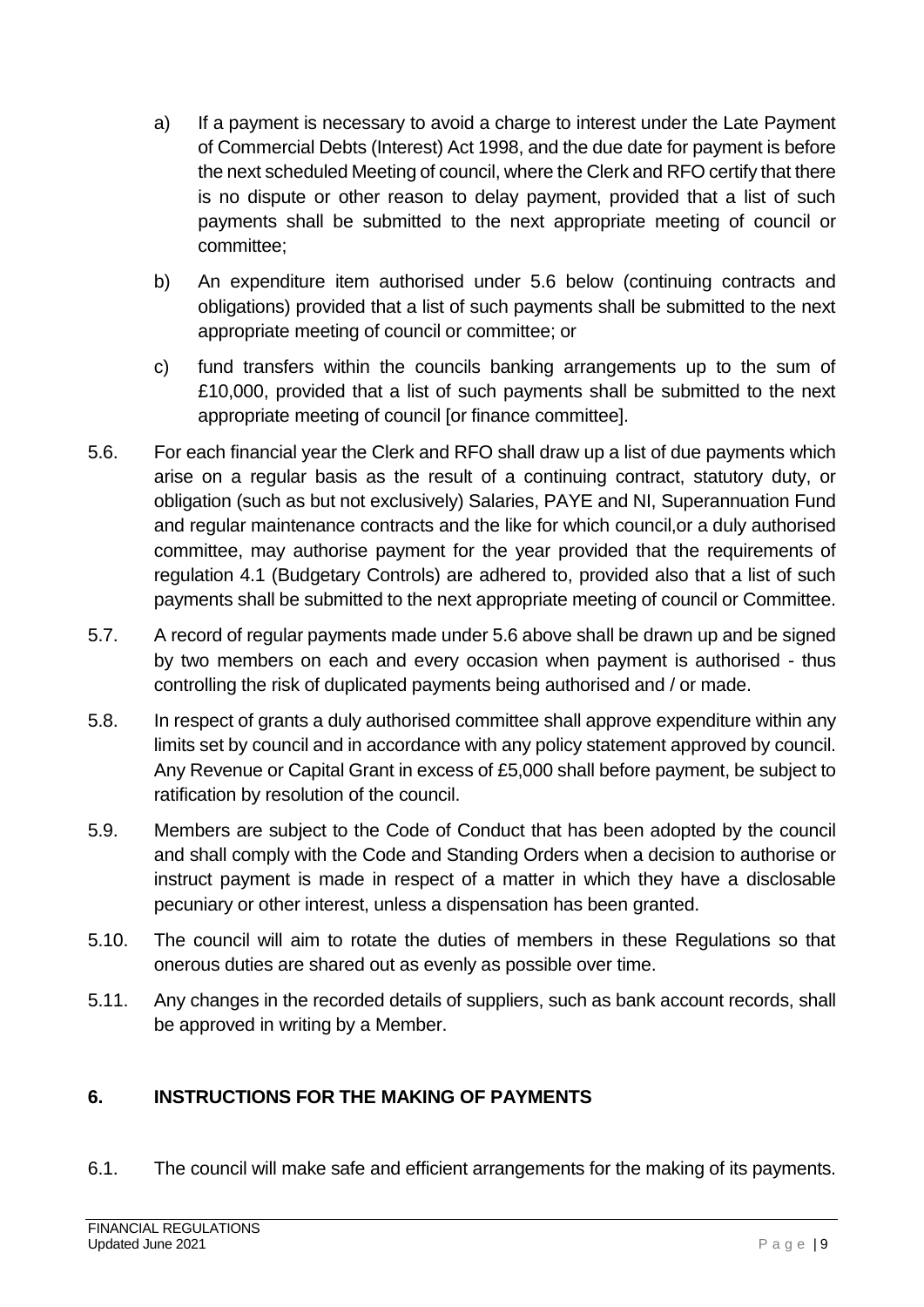a) If a payment is necessary to avoid a charge to interest under the Late Payment of Commercial Debts (Interest) Act 1998, and the due date for payment is before the next scheduled Meeting of council, where the Clerk and RFO certify that there is no dispute or other reason to delay payment, provided that a list of such payments shall be submitted to the next appropriate meeting of council or committee;

b) An expenditure item authorised under 5.6 below (continuing contracts and obligations) provided that a list of such payments shall be submitted to the next appropriate meeting of council or committee; or

c) fund transfers within the councils banking arrangements up to the sum of £10,000, provided that a list of such payments shall be submitted to the next appropriate meeting of council [or finance committee].

5.6. For each financial year the Clerk and RFO shall draw up a list of due payments which arise on a regular basis as the result of a continuing contract, statutory duty, or obligation (such as but not exclusively) Salaries, PAYE and NI, Superannuation Fund and regular maintenance contracts and the like for which council,or a duly authorised committee, may authorise payment for the year provided that the requirements of regulation 4.1 (Budgetary Controls) are adhered to, provided also that a list of such payments shall be submitted to the next appropriate meeting of council or Committee.

5.7. A record of regular payments made under 5.6 above shall be drawn up and be signed by two members on each and every occasion when payment is authorised - thus controlling the risk of duplicated payments being authorised and / or made.

5.8. In respect of grants a duly authorised committee shall approve expenditure within any limits set by council and in accordance with any policy statement approved by council. Any Revenue or Capital Grant in excess of £5,000 shall before payment, be subject to ratification by resolution of the council.

5.9. Members are subject to the Code of Conduct that has been adopted by the council and shall comply with the Code and Standing Orders when a decision to authorise or instruct payment is made in respect of a matter in which they have a disclosable pecuniary or other interest, unless a dispensation has been granted.

5.10. The council will aim to rotate the duties of members in these Regulations so that onerous duties are shared out as evenly as possible over time.

5.11. Any changes in the recorded details of suppliers, such as bank account records, shall be approved in writing by a Member.

## 6. INSTRUCTIONS FOR THE MAKING OF PAYMENTS

6.1. The council will make safe and efficient arrangements for the making of its payments.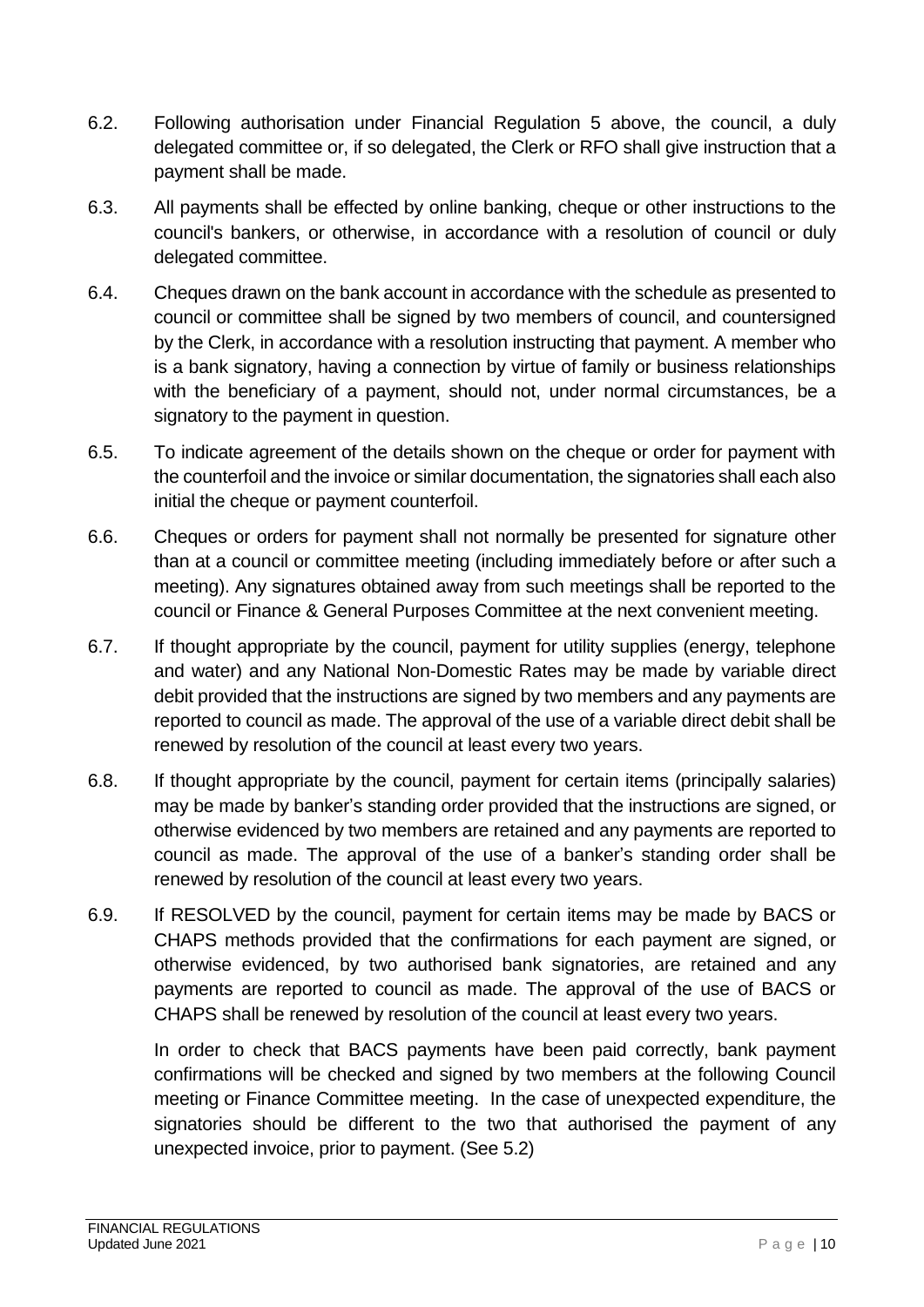6.2. Following authorisation under Financial Regulation 5 above, the council, a duly delegated committee or, if so delegated, the Clerk or RFO shall give instruction that a payment shall be made.

6.3. All payments shall be effected by online banking, cheque or other instructions to the council's bankers, or otherwise, in accordance with a resolution of council or duly delegated committee.

6.4. Cheques drawn on the bank account in accordance with the schedule as presented to council or committee shall be signed by two members of council, and countersigned by the Clerk, in accordance with a resolution instructing that payment. A member who is a bank signatory, having a connection by virtue of family or business relationships with the beneficiary of a payment, should not, under normal circumstances, be a signatory to the payment in question.

6.5. To indicate agreement of the details shown on the cheque or order for payment with the counterfoil and the invoice or similar documentation, the signatories shall each also initial the cheque or payment counterfoil.

6.6. Cheques or orders for payment shall not normally be presented for signature other than at a council or committee meeting (including immediately before or after such a meeting). Any signatures obtained away from such meetings shall be reported to the council or Finance & General Purposes Committee at the next convenient meeting.

6.7. If thought appropriate by the council, payment for utility supplies (energy, telephone and water) and any National Non-Domestic Rates may be made by variable direct debit provided that the instructions are signed by two members and any payments are reported to council as made. The approval of the use of a variable direct debit shall be renewed by resolution of the council at least every two years.

6.8. If thought appropriate by the council, payment for certain items (principally salaries) may be made by banker's standing order provided that the instructions are signed, or otherwise evidenced by two members are retained and any payments are reported to council as made. The approval of the use of a banker's standing order shall be renewed by resolution of the council at least every two years.

6.9. If RESOLVED by the council, payment for certain items may be made by BACS or CHAPS methods provided that the confirmations for each payment are signed, or otherwise evidenced, by two authorised bank signatories, are retained and any payments are reported to council as made. The approval of the use of BACS or CHAPS shall be renewed by resolution of the council at least every two years.

In order to check that BACS payments have been paid correctly, bank payment confirmations will be checked and signed by two members at the following Council meeting or Finance Committee meeting. In the case of unexpected expenditure, the signatories should be different to the two that authorised the payment of any unexpected invoice, prior to payment. (See 5.2)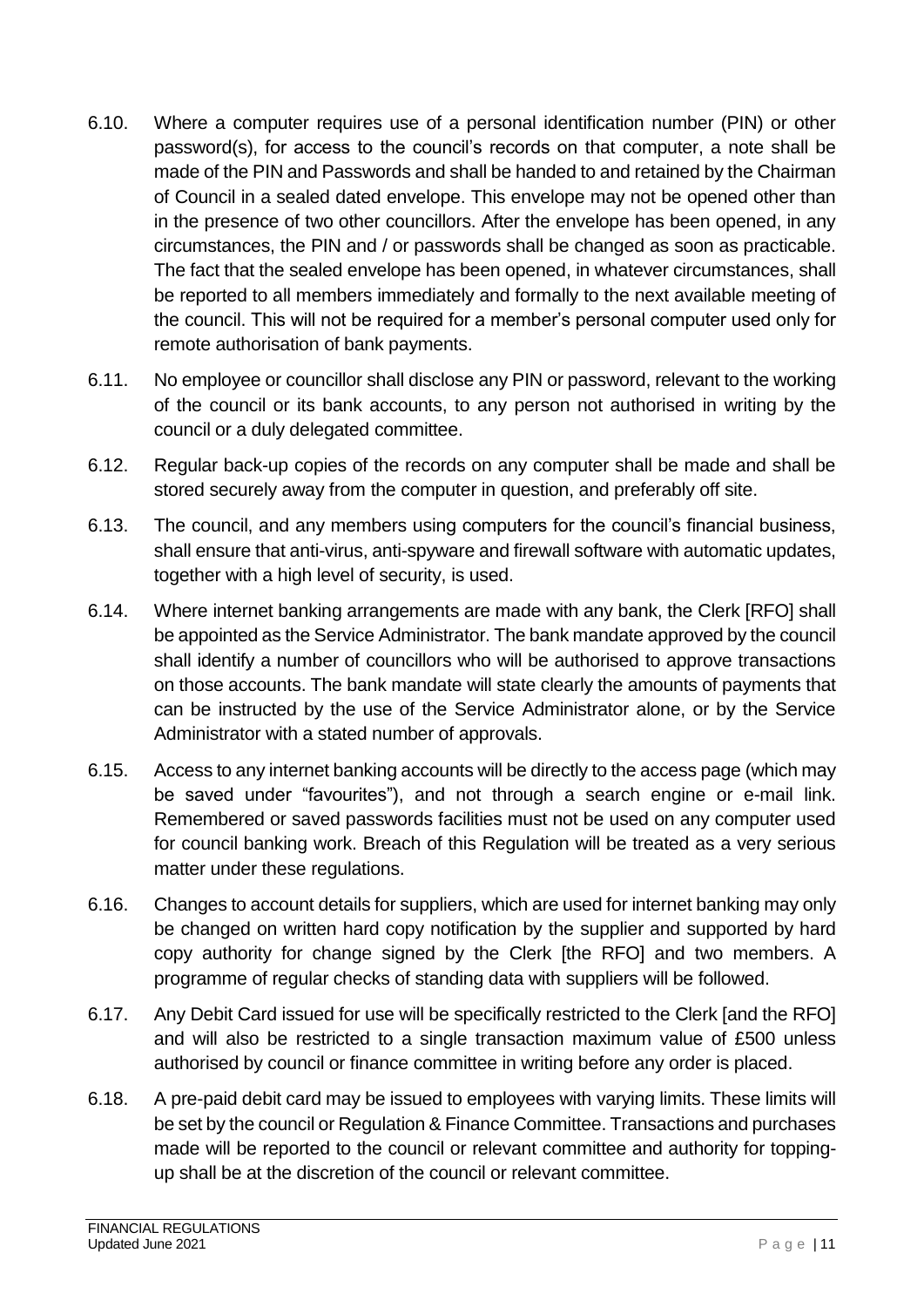6.10. Where a computer requires use of a personal identification number (PIN) or other password(s), for access to the council's records on that computer, a note shall be made of the PIN and Passwords and shall be handed to and retained by the Chairman of Council in a sealed dated envelope. This envelope may not be opened other than in the presence of two other councillors. After the envelope has been opened, in any circumstances, the PIN and / or passwords shall be changed as soon as practicable. The fact that the sealed envelope has been opened, in whatever circumstances, shall be reported to all members immediately and formally to the next available meeting of the council. This will not be required for a member's personal computer used only for remote authorisation of bank payments.

6.11. No employee or councillor shall disclose any PIN or password, relevant to the working of the council or its bank accounts, to any person not authorised in writing by the council or a duly delegated committee.

6.12. Regular back-up copies of the records on any computer shall be made and shall be stored securely away from the computer in question, and preferably off site.

6.13. The council, and any members using computers for the council's financial business, shall ensure that anti-virus, anti-spyware and firewall software with automatic updates, together with a high level of security, is used.

6.14. Where internet banking arrangements are made with any bank, the Clerk [RFO] shall be appointed as the Service Administrator. The bank mandate approved by the council shall identify a number of councillors who will be authorised to approve transactions on those accounts. The bank mandate will state clearly the amounts of payments that can be instructed by the use of the Service Administrator alone, or by the Service Administrator with a stated number of approvals.

6.15. Access to any internet banking accounts will be directly to the access page (which may be saved under "favourites"), and not through a search engine or e-mail link. Remembered or saved passwords facilities must not be used on any computer used for council banking work. Breach of this Regulation will be treated as a very serious matter under these regulations.

6.16. Changes to account details for suppliers, which are used for internet banking may only be changed on written hard copy notification by the supplier and supported by hard copy authority for change signed by the Clerk [the RFO] and two members. A programme of regular checks of standing data with suppliers will be followed.

6.17. Any Debit Card issued for use will be specifically restricted to the Clerk [and the RFO] and will also be restricted to a single transaction maximum value of £500 unless authorised by council or finance committee in writing before any order is placed.

6.18. A pre-paid debit card may be issued to employees with varying limits. These limits will be set by the council or Regulation & Finance Committee. Transactions and purchases made will be reported to the council or relevant committee and authority for topping-up shall be at the discretion of the council or relevant committee.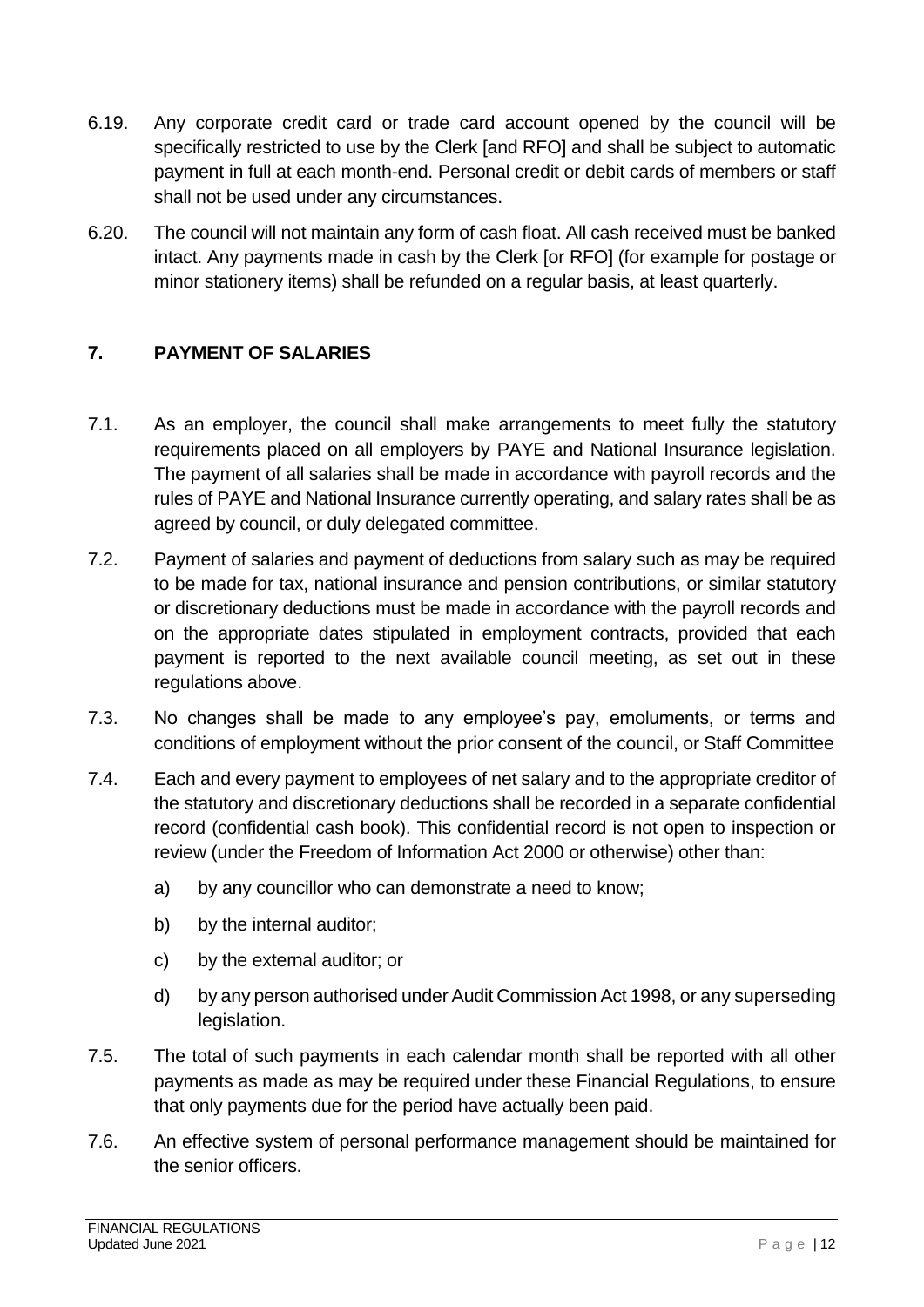6.19. Any corporate credit card or trade card account opened by the council will be specifically restricted to use by the Clerk [and RFO] and shall be subject to automatic payment in full at each month-end. Personal credit or debit cards of members or staff shall not be used under any circumstances.

6.20. The council will not maintain any form of cash float. All cash received must be banked intact. Any payments made in cash by the Clerk [or RFO] (for example for postage or minor stationery items) shall be refunded on a regular basis, at least quarterly.

## 7. PAYMENT OF SALARIES

7.1. As an employer, the council shall make arrangements to meet fully the statutory requirements placed on all employers by PAYE and National Insurance legislation. The payment of all salaries shall be made in accordance with payroll records and the rules of PAYE and National Insurance currently operating, and salary rates shall be as agreed by council, or duly delegated committee.

7.2. Payment of salaries and payment of deductions from salary such as may be required to be made for tax, national insurance and pension contributions, or similar statutory or discretionary deductions must be made in accordance with the payroll records and on the appropriate dates stipulated in employment contracts, provided that each payment is reported to the next available council meeting, as set out in these regulations above.

7.3. No changes shall be made to any employee's pay, emoluments, or terms and conditions of employment without the prior consent of the council, or Staff Committee

7.4. Each and every payment to employees of net salary and to the appropriate creditor of the statutory and discretionary deductions shall be recorded in a separate confidential record (confidential cash book). This confidential record is not open to inspection or review (under the Freedom of Information Act 2000 or otherwise) other than:

a) by any councillor who can demonstrate a need to know;

b) by the internal auditor;

c) by the external auditor; or

d) by any person authorised under Audit Commission Act 1998, or any superseding legislation.

7.5. The total of such payments in each calendar month shall be reported with all other payments as made as may be required under these Financial Regulations, to ensure that only payments due for the period have actually been paid.

7.6. An effective system of personal performance management should be maintained for the senior officers.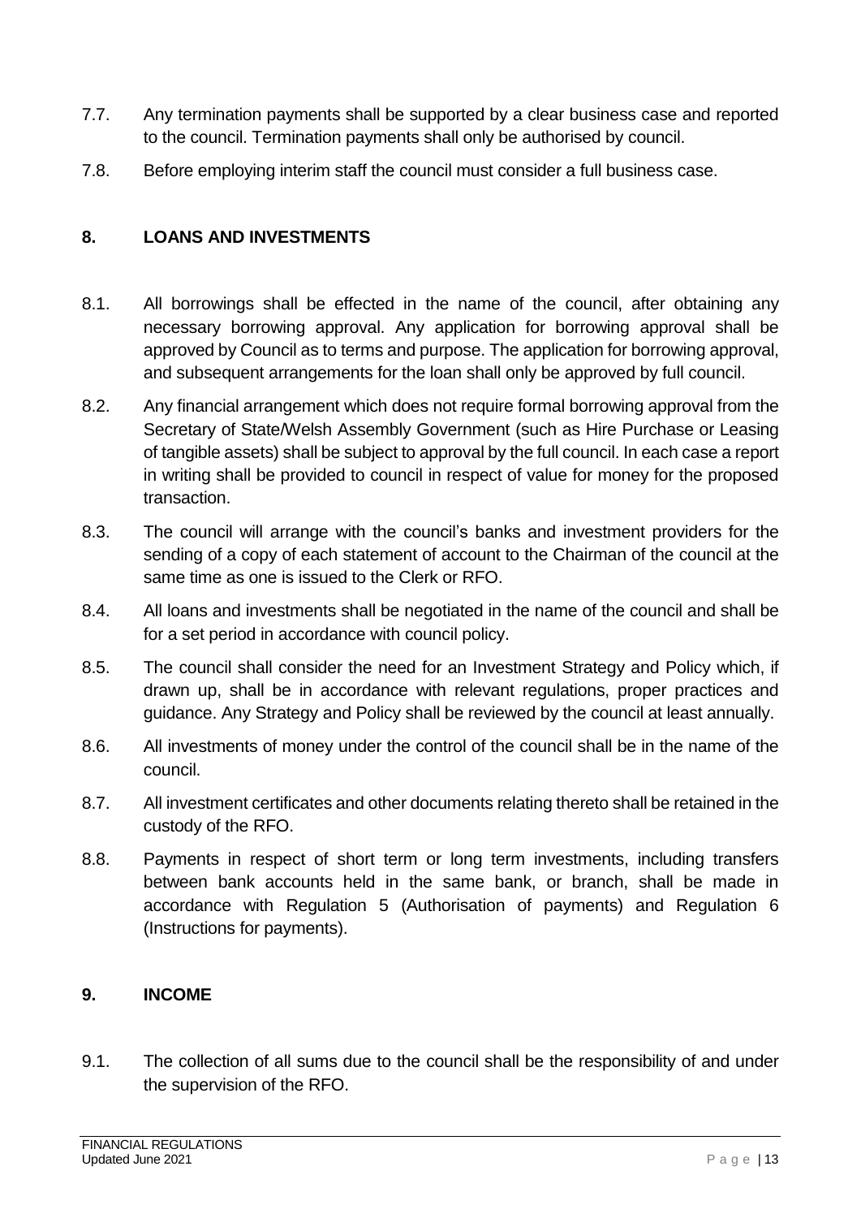7.7. Any termination payments shall be supported by a clear business case and reported to the council. Termination payments shall only be authorised by council.

7.8. Before employing interim staff the council must consider a full business case.

## 8. LOANS AND INVESTMENTS

8.1. All borrowings shall be effected in the name of the council, after obtaining any necessary borrowing approval. Any application for borrowing approval shall be approved by Council as to terms and purpose. The application for borrowing approval, and subsequent arrangements for the loan shall only be approved by full council.

8.2. Any financial arrangement which does not require formal borrowing approval from the Secretary of State/Welsh Assembly Government (such as Hire Purchase or Leasing of tangible assets) shall be subject to approval by the full council. In each case a report in writing shall be provided to council in respect of value for money for the proposed transaction.

8.3. The council will arrange with the council's banks and investment providers for the sending of a copy of each statement of account to the Chairman of the council at the same time as one is issued to the Clerk or RFO.

8.4. All loans and investments shall be negotiated in the name of the council and shall be for a set period in accordance with council policy.

8.5. The council shall consider the need for an Investment Strategy and Policy which, if drawn up, shall be in accordance with relevant regulations, proper practices and guidance. Any Strategy and Policy shall be reviewed by the council at least annually.

8.6. All investments of money under the control of the council shall be in the name of the council.

8.7. All investment certificates and other documents relating thereto shall be retained in the custody of the RFO.

8.8. Payments in respect of short term or long term investments, including transfers between bank accounts held in the same bank, or branch, shall be made in accordance with Regulation 5 (Authorisation of payments) and Regulation 6 (Instructions for payments).

## 9. INCOME

9.1. The collection of all sums due to the council shall be the responsibility of and under the supervision of the RFO.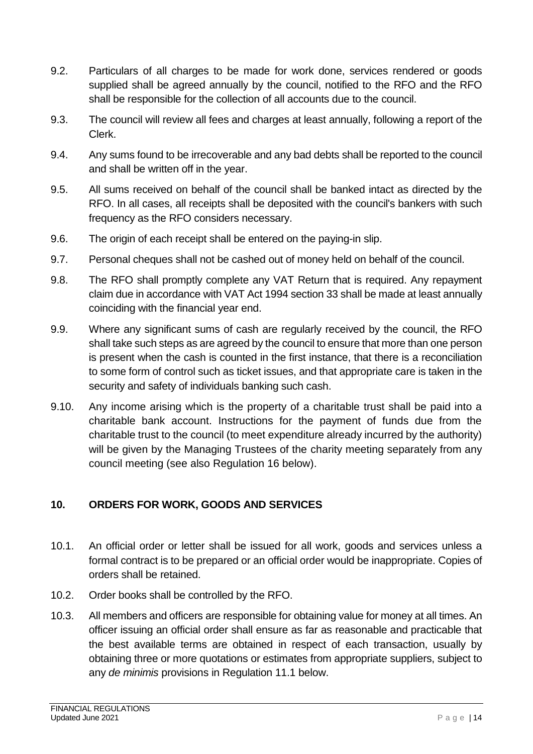9.2. Particulars of all charges to be made for work done, services rendered or goods supplied shall be agreed annually by the council, notified to the RFO and the RFO shall be responsible for the collection of all accounts due to the council.

9.3. The council will review all fees and charges at least annually, following a report of the Clerk.

9.4. Any sums found to be irrecoverable and any bad debts shall be reported to the council and shall be written off in the year.

9.5. All sums received on behalf of the council shall be banked intact as directed by the RFO. In all cases, all receipts shall be deposited with the council's bankers with such frequency as the RFO considers necessary.

9.6. The origin of each receipt shall be entered on the paying-in slip.

9.7. Personal cheques shall not be cashed out of money held on behalf of the council.

9.8. The RFO shall promptly complete any VAT Return that is required. Any repayment claim due in accordance with VAT Act 1994 section 33 shall be made at least annually coinciding with the financial year end.

9.9. Where any significant sums of cash are regularly received by the council, the RFO shall take such steps as are agreed by the council to ensure that more than one person is present when the cash is counted in the first instance, that there is a reconciliation to some form of control such as ticket issues, and that appropriate care is taken in the security and safety of individuals banking such cash.

9.10. Any income arising which is the property of a charitable trust shall be paid into a charitable bank account. Instructions for the payment of funds due from the charitable trust to the council (to meet expenditure already incurred by the authority) will be given by the Managing Trustees of the charity meeting separately from any council meeting (see also Regulation 16 below).

## 10. ORDERS FOR WORK, GOODS AND SERVICES

10.1. An official order or letter shall be issued for all work, goods and services unless a formal contract is to be prepared or an official order would be inappropriate. Copies of orders shall be retained.

10.2. Order books shall be controlled by the RFO.

10.3. All members and officers are responsible for obtaining value for money at all times. An officer issuing an official order shall ensure as far as reasonable and practicable that the best available terms are obtained in respect of each transaction, usually by obtaining three or more quotations or estimates from appropriate suppliers, subject to any *de minimis* provisions in Regulation 11.1 below.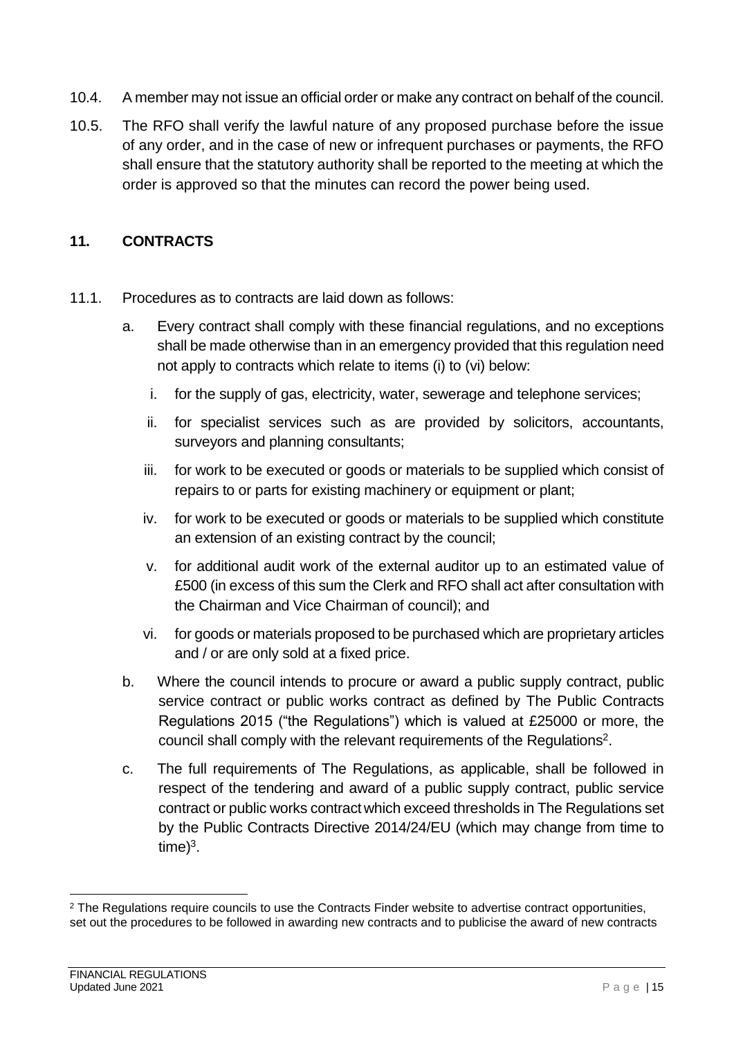10.4. A member may not issue an official order or make any contract on behalf of the council.

10.5. The RFO shall verify the lawful nature of any proposed purchase before the issue of any order, and in the case of new or infrequent purchases or payments, the RFO shall ensure that the statutory authority shall be reported to the meeting at which the order is approved so that the minutes can record the power being used.

## 11. CONTRACTS

11.1. Procedures as to contracts are laid down as follows:

a. Every contract shall comply with these financial regulations, and no exceptions shall be made otherwise than in an emergency provided that this regulation need not apply to contracts which relate to items (i) to (vi) below:

   i. for the supply of gas, electricity, water, sewerage and telephone services;

   ii. for specialist services such as are provided by solicitors, accountants, surveyors and planning consultants;

   iii. for work to be executed or goods or materials to be supplied which consist of repairs to or parts for existing machinery or equipment or plant;

   iv. for work to be executed or goods or materials to be supplied which constitute an extension of an existing contract by the council;

   v. for additional audit work of the external auditor up to an estimated value of £500 (in excess of this sum the Clerk and RFO shall act after consultation with the Chairman and Vice Chairman of council); and

   vi. for goods or materials proposed to be purchased which are proprietary articles and / or are only sold at a fixed price.

b. Where the council intends to procure or award a public supply contract, public service contract or public works contract as defined by The Public Contracts Regulations 2015 ("the Regulations") which is valued at £25000 or more, the council shall comply with the relevant requirements of the Regulations[2].

c. The full requirements of The Regulations, as applicable, shall be followed in respect of the tendering and award of a public supply contract, public service contract or public works contract which exceed thresholds in The Regulations set by the Public Contracts Directive 2014/24/EU (which may change from time to time)[3].

---

[2] The Regulations require councils to use the Contracts Finder website to advertise contract opportunities, set out the procedures to be followed in awarding new contracts and to publicise the award of new contracts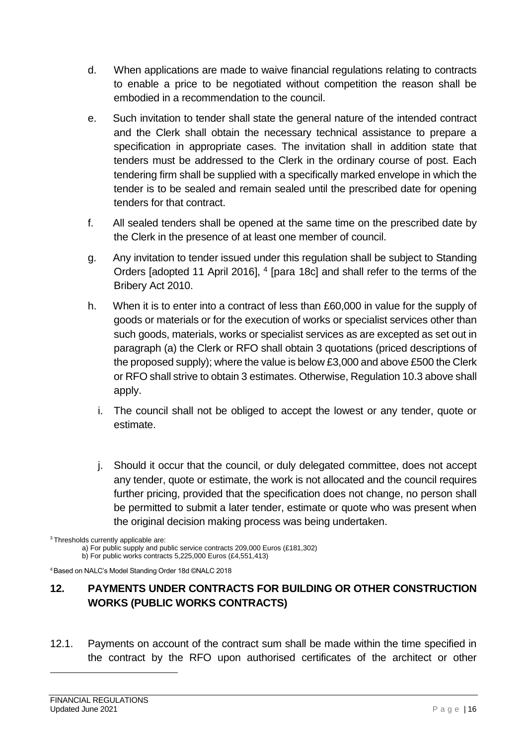d. When applications are made to waive financial regulations relating to contracts to enable a price to be negotiated without competition the reason shall be embodied in a recommendation to the council.

e. Such invitation to tender shall state the general nature of the intended contract and the Clerk shall obtain the necessary technical assistance to prepare a specification in appropriate cases. The invitation shall in addition state that tenders must be addressed to the Clerk in the ordinary course of post. Each tendering firm shall be supplied with a specifically marked envelope in which the tender is to be sealed and remain sealed until the prescribed date for opening tenders for that contract.

f. All sealed tenders shall be opened at the same time on the prescribed date by the Clerk in the presence of at least one member of council.

g. Any invitation to tender issued under this regulation shall be subject to Standing Orders [adopted 11 April 2016], [4] [para 18c] and shall refer to the terms of the Bribery Act 2010.

h. When it is to enter into a contract of less than £60,000 in value for the supply of goods or materials or for the execution of works or specialist services other than such goods, materials, works or specialist services as are excepted as set out in paragraph (a) the Clerk or RFO shall obtain 3 quotations (priced descriptions of the proposed supply); where the value is below £3,000 and above £500 the Clerk or RFO shall strive to obtain 3 estimates. Otherwise, Regulation 10.3 above shall apply.

i. The council shall not be obliged to accept the lowest or any tender, quote or estimate.

j. Should it occur that the council, or duly delegated committee, does not accept any tender, quote or estimate, the work is not allocated and the council requires further pricing, provided that the specification does not change, no person shall be permitted to submit a later tender, estimate or quote who was present when the original decision making process was being undertaken.

[3] Thresholds currently applicable are:
a) For public supply and public service contracts 209,000 Euros (£181,302)
b) For public works contracts 5,225,000 Euros (£4,551,413)

[4] Based on NALC's Model Standing Order 18d ©NALC 2018

## 12. PAYMENTS UNDER CONTRACTS FOR BUILDING OR OTHER CONSTRUCTION WORKS (PUBLIC WORKS CONTRACTS)

12.1. Payments on account of the contract sum shall be made within the time specified in the contract by the RFO upon authorised certificates of the architect or other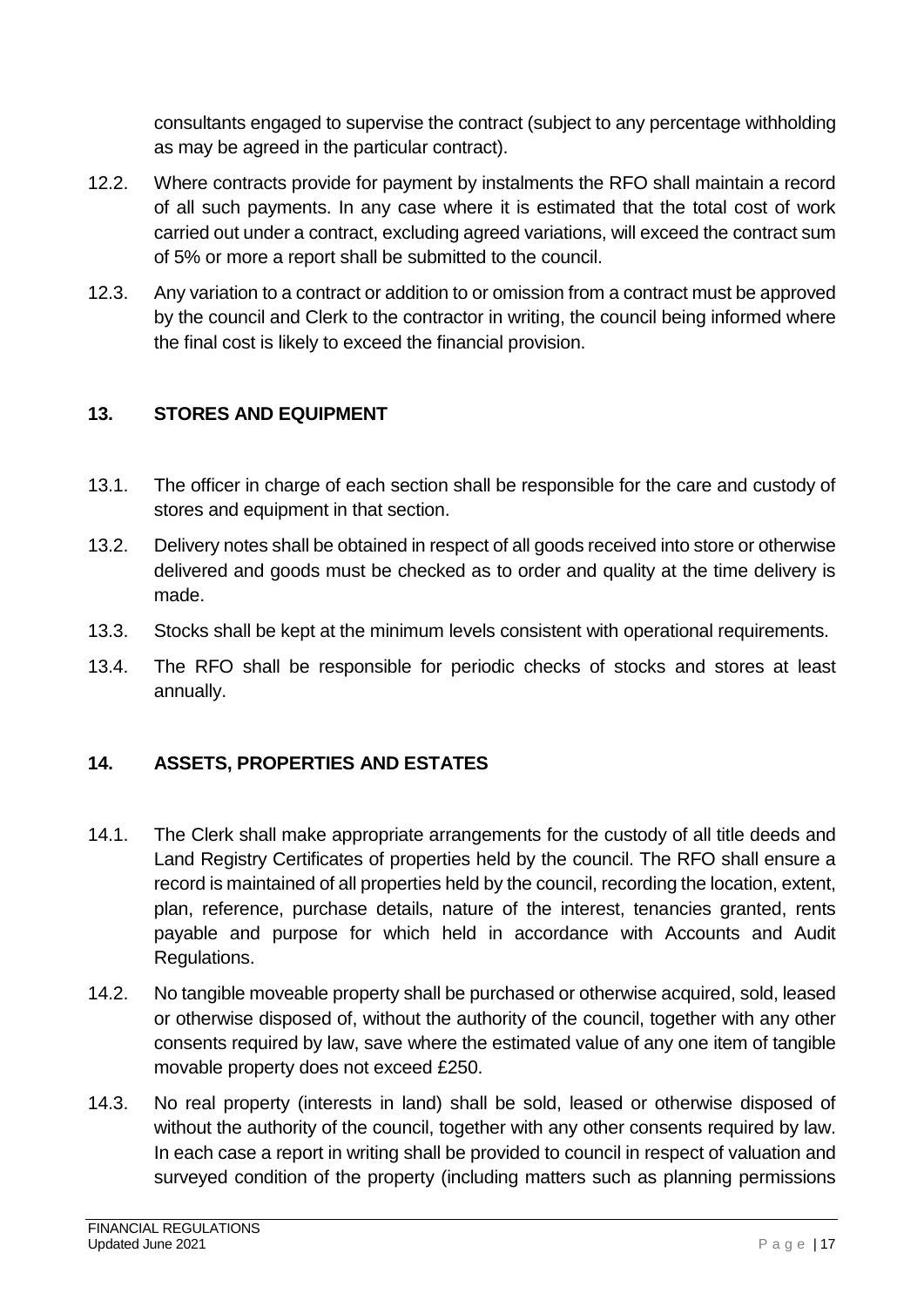consultants engaged to supervise the contract (subject to any percentage withholding as may be agreed in the particular contract).

12.2. Where contracts provide for payment by instalments the RFO shall maintain a record of all such payments. In any case where it is estimated that the total cost of work carried out under a contract, excluding agreed variations, will exceed the contract sum of 5% or more a report shall be submitted to the council.

12.3. Any variation to a contract or addition to or omission from a contract must be approved by the council and Clerk to the contractor in writing, the council being informed where the final cost is likely to exceed the financial provision.

## 13. STORES AND EQUIPMENT

13.1. The officer in charge of each section shall be responsible for the care and custody of stores and equipment in that section.

13.2. Delivery notes shall be obtained in respect of all goods received into store or otherwise delivered and goods must be checked as to order and quality at the time delivery is made.

13.3. Stocks shall be kept at the minimum levels consistent with operational requirements.

13.4. The RFO shall be responsible for periodic checks of stocks and stores at least annually.

## 14. ASSETS, PROPERTIES AND ESTATES

14.1. The Clerk shall make appropriate arrangements for the custody of all title deeds and Land Registry Certificates of properties held by the council. The RFO shall ensure a record is maintained of all properties held by the council, recording the location, extent, plan, reference, purchase details, nature of the interest, tenancies granted, rents payable and purpose for which held in accordance with Accounts and Audit Regulations.

14.2. No tangible moveable property shall be purchased or otherwise acquired, sold, leased or otherwise disposed of, without the authority of the council, together with any other consents required by law, save where the estimated value of any one item of tangible movable property does not exceed £250.

14.3. No real property (interests in land) shall be sold, leased or otherwise disposed of without the authority of the council, together with any other consents required by law. In each case a report in writing shall be provided to council in respect of valuation and surveyed condition of the property (including matters such as planning permissions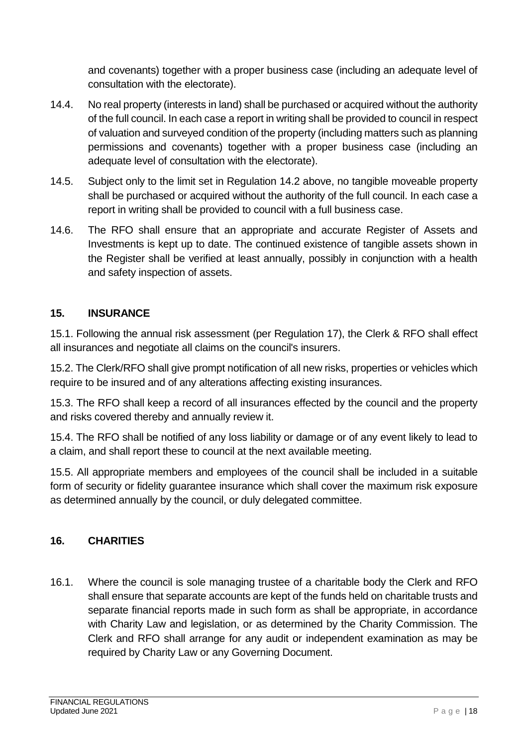and covenants) together with a proper business case (including an adequate level of consultation with the electorate).

14.4. No real property (interests in land) shall be purchased or acquired without the authority of the full council. In each case a report in writing shall be provided to council in respect of valuation and surveyed condition of the property (including matters such as planning permissions and covenants) together with a proper business case (including an adequate level of consultation with the electorate).

14.5. Subject only to the limit set in Regulation 14.2 above, no tangible moveable property shall be purchased or acquired without the authority of the full council. In each case a report in writing shall be provided to council with a full business case.

14.6. The RFO shall ensure that an appropriate and accurate Register of Assets and Investments is kept up to date. The continued existence of tangible assets shown in the Register shall be verified at least annually, possibly in conjunction with a health and safety inspection of assets.

## 15. INSURANCE

15.1. Following the annual risk assessment (per Regulation 17), the Clerk & RFO shall effect all insurances and negotiate all claims on the council's insurers.

15.2. The Clerk/RFO shall give prompt notification of all new risks, properties or vehicles which require to be insured and of any alterations affecting existing insurances.

15.3. The RFO shall keep a record of all insurances effected by the council and the property and risks covered thereby and annually review it.

15.4. The RFO shall be notified of any loss liability or damage or of any event likely to lead to a claim, and shall report these to council at the next available meeting.

15.5. All appropriate members and employees of the council shall be included in a suitable form of security or fidelity guarantee insurance which shall cover the maximum risk exposure as determined annually by the council, or duly delegated committee.

## 16. CHARITIES

16.1. Where the council is sole managing trustee of a charitable body the Clerk and RFO shall ensure that separate accounts are kept of the funds held on charitable trusts and separate financial reports made in such form as shall be appropriate, in accordance with Charity Law and legislation, or as determined by the Charity Commission. The Clerk and RFO shall arrange for any audit or independent examination as may be required by Charity Law or any Governing Document.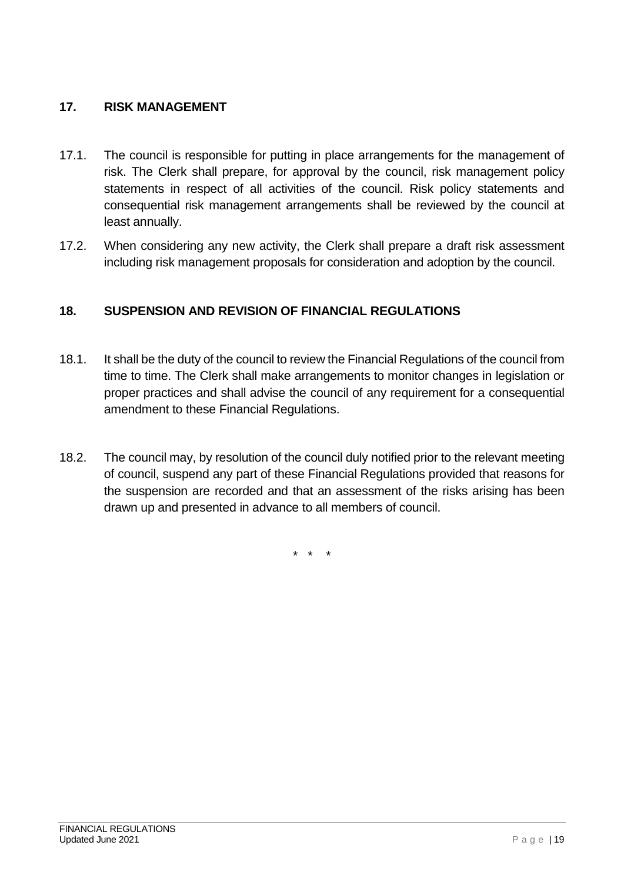## 17. RISK MANAGEMENT

17.1. The council is responsible for putting in place arrangements for the management of risk. The Clerk shall prepare, for approval by the council, risk management policy statements in respect of all activities of the council. Risk policy statements and consequential risk management arrangements shall be reviewed by the council at least annually.

17.2. When considering any new activity, the Clerk shall prepare a draft risk assessment including risk management proposals for consideration and adoption by the council.

## 18. SUSPENSION AND REVISION OF FINANCIAL REGULATIONS

18.1. It shall be the duty of the council to review the Financial Regulations of the council from time to time. The Clerk shall make arrangements to monitor changes in legislation or proper practices and shall advise the council of any requirement for a consequential amendment to these Financial Regulations.

18.2. The council may, by resolution of the council duly notified prior to the relevant meeting of council, suspend any part of these Financial Regulations provided that reasons for the suspension are recorded and that an assessment of the risks arising has been drawn up and presented in advance to all members of council.

\* \* \*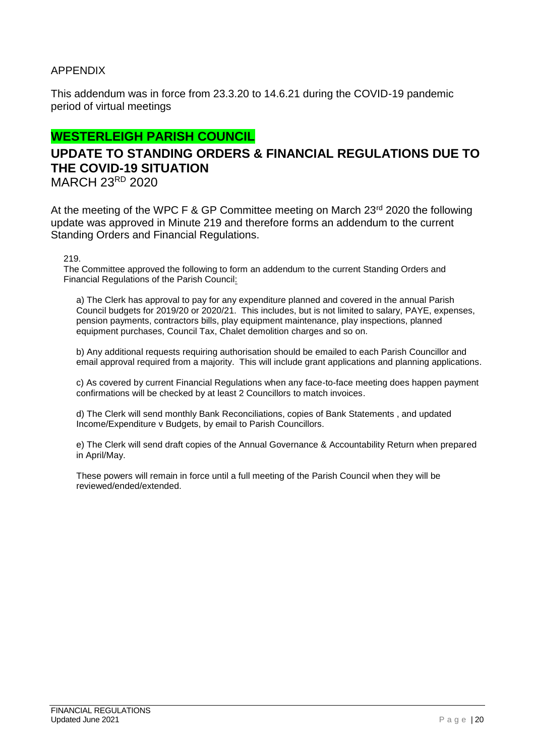APPENDIX

This addendum was in force from 23.3.20 to 14.6.21 during the COVID-19 pandemic period of virtual meetings

# WESTERLEIGH PARISH COUNCIL

## UPDATE TO STANDING ORDERS & FINANCIAL REGULATIONS DUE TO THE COVID-19 SITUATION

MARCH 23RD 2020

At the meeting of the WPC F & GP Committee meeting on March 23rd 2020 the following update was approved in Minute 219 and therefore forms an addendum to the current Standing Orders and Financial Regulations.

219.

The Committee approved the following to form an addendum to the current Standing Orders and Financial Regulations of the Parish Council:

a) The Clerk has approval to pay for any expenditure planned and covered in the annual Parish Council budgets for 2019/20 or 2020/21. This includes, but is not limited to salary, PAYE, expenses, pension payments, contractors bills, play equipment maintenance, play inspections, planned equipment purchases, Council Tax, Chalet demolition charges and so on.

b) Any additional requests requiring authorisation should be emailed to each Parish Councillor and email approval required from a majority. This will include grant applications and planning applications.

c) As covered by current Financial Regulations when any face-to-face meeting does happen payment confirmations will be checked by at least 2 Councillors to match invoices.

d) The Clerk will send monthly Bank Reconciliations, copies of Bank Statements , and updated Income/Expenditure v Budgets, by email to Parish Councillors.

e) The Clerk will send draft copies of the Annual Governance & Accountability Return when prepared in April/May.

These powers will remain in force until a full meeting of the Parish Council when they will be reviewed/ended/extended.